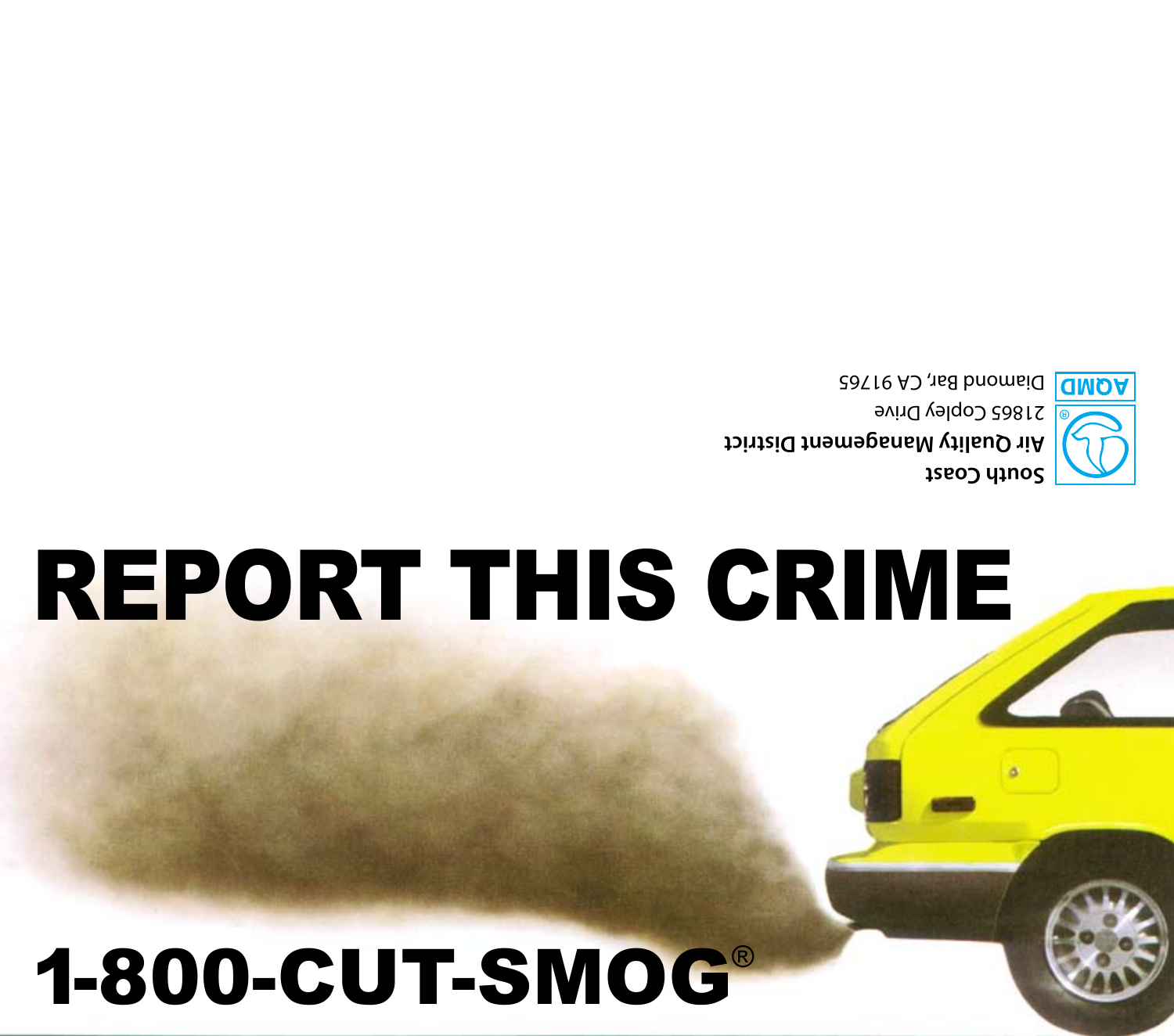South Coast
Air Quality Management District
21865 Copley Drive
Diamond Bar, CA 91765

AQMD

# REPORT THIS CRIME

# 1-800-CUT-SMOG®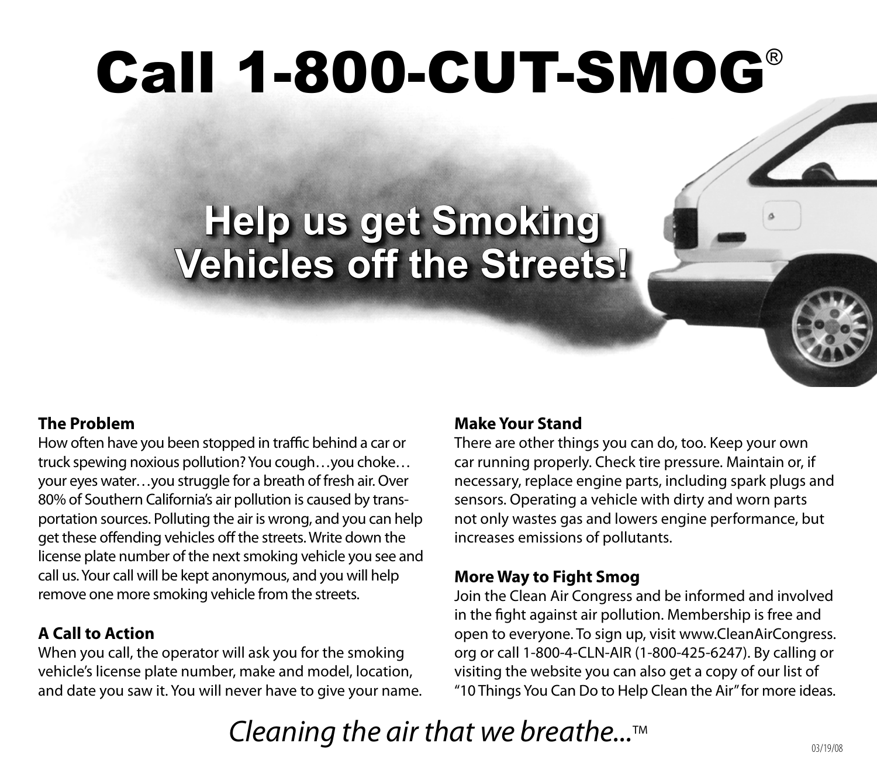# Call 1-800-CUT-SMOG®

## Help us get Smoking Vehicles off the Streets!

### The Problem

How often have you been stopped in traffic behind a car or truck spewing noxious pollution? You cough…you choke…your eyes water…you struggle for a breath of fresh air. Over 80% of Southern California's air pollution is caused by transportation sources. Polluting the air is wrong, and you can help get these offending vehicles off the streets. Write down the license plate number of the next smoking vehicle you see and call us. Your call will be kept anonymous, and you will help remove one more smoking vehicle from the streets.

### A Call to Action

When you call, the operator will ask you for the smoking vehicle's license plate number, make and model, location, and date you saw it. You will never have to give your name.

### Make Your Stand

There are other things you can do, too. Keep your own car running properly. Check tire pressure. Maintain or, if necessary, replace engine parts, including spark plugs and sensors. Operating a vehicle with dirty and worn parts not only wastes gas and lowers engine performance, but increases emissions of pollutants.

### More Way to Fight Smog

Join the Clean Air Congress and be informed and involved in the fight against air pollution. Membership is free and open to everyone. To sign up, visit www.CleanAirCongress.org or call 1-800-4-CLN-AIR (1-800-425-6247). By calling or visiting the website you can also get a copy of our list of "10 Things You Can Do to Help Clean the Air" for more ideas.

*Cleaning the air that we breathe...*™

03/19/08